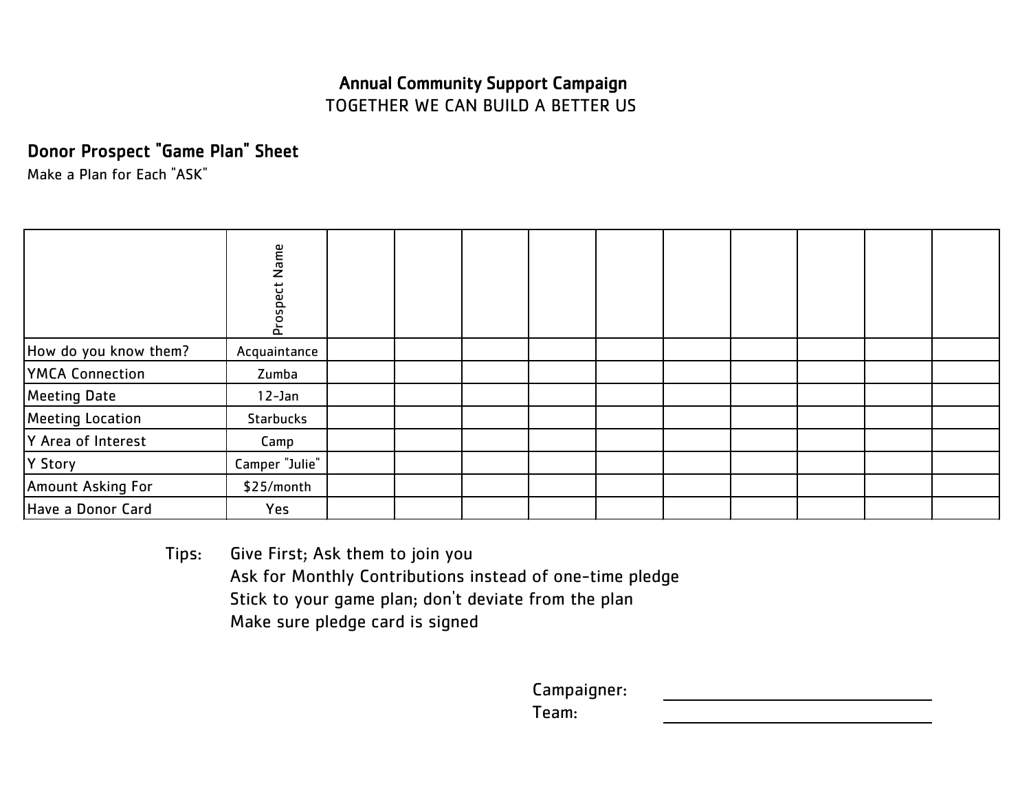# Annual Community Support Campaign

TOGETHER WE CAN BUILD A BETTER US

## Donor Prospect "Game Plan" Sheet

Make a Plan for Each "ASK"

| | Prospect Name | | | | | | | | | | |
|---|---|---|---|---|---|---|---|---|---|---|---|
| How do you know them? | Acquaintance | | | | | | | | | | |
| YMCA Connection | Zumba | | | | | | | | | | |
| Meeting Date | 12-Jan | | | | | | | | | | |
| Meeting Location | Starbucks | | | | | | | | | | |
| Y Area of Interest | Camp | | | | | | | | | | |
| Y Story | Camper "Julie" | | | | | | | | | | |
| Amount Asking For | $25/month | | | | | | | | | | |
| Have a Donor Card | Yes | | | | | | | | | | |

Tips:
- Give First; Ask them to join you
- Ask for Monthly Contributions instead of one-time pledge
- Stick to your game plan; don't deviate from the plan
- Make sure pledge card is signed

Campaigner: ______________________

Team: ______________________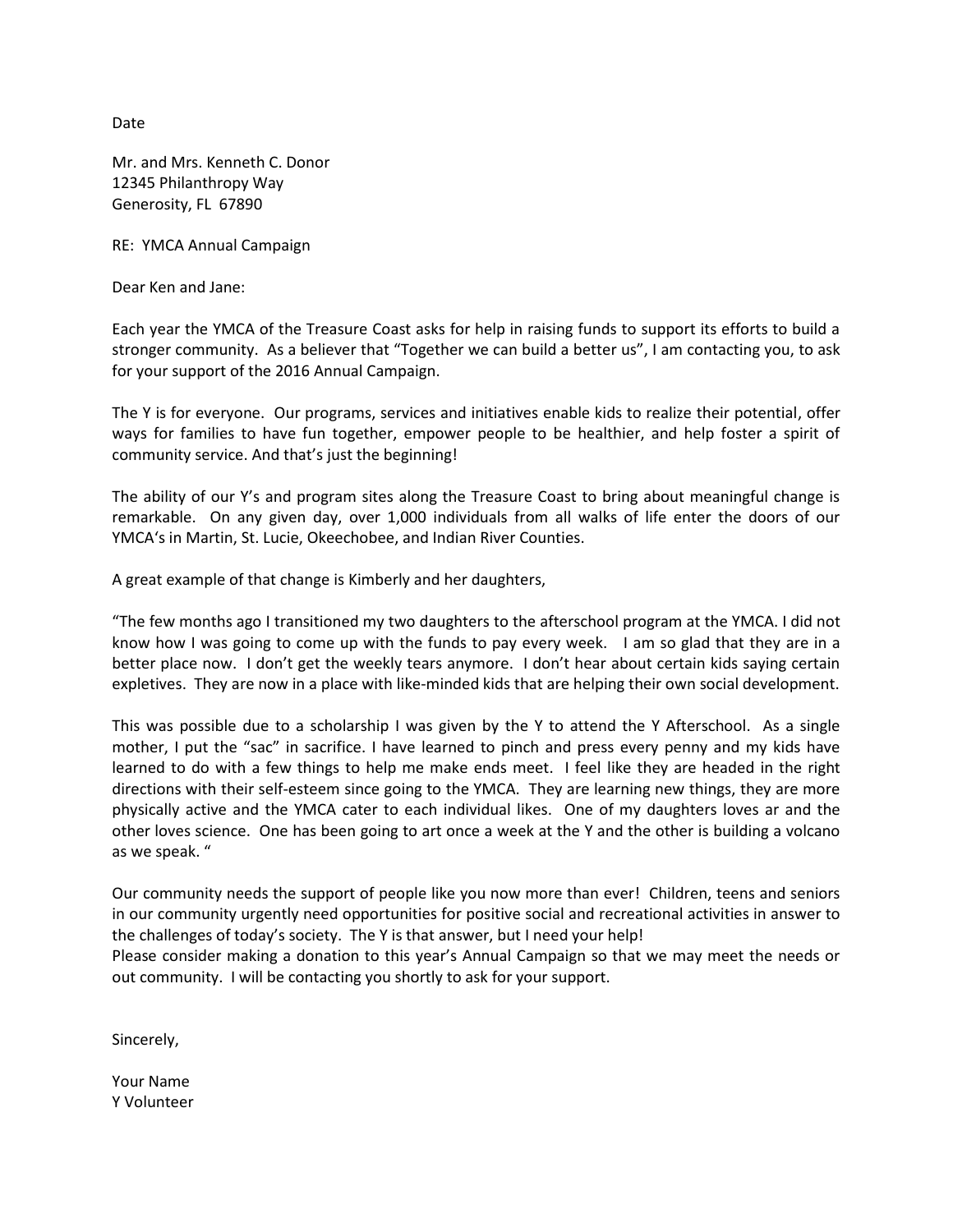Date

Mr. and Mrs. Kenneth C. Donor
12345 Philanthropy Way
Generosity, FL 67890

RE: YMCA Annual Campaign

Dear Ken and Jane:

Each year the YMCA of the Treasure Coast asks for help in raising funds to support its efforts to build a stronger community. As a believer that "Together we can build a better us", I am contacting you, to ask for your support of the 2016 Annual Campaign.

The Y is for everyone. Our programs, services and initiatives enable kids to realize their potential, offer ways for families to have fun together, empower people to be healthier, and help foster a spirit of community service. And that's just the beginning!

The ability of our Y's and program sites along the Treasure Coast to bring about meaningful change is remarkable. On any given day, over 1,000 individuals from all walks of life enter the doors of our YMCA's in Martin, St. Lucie, Okeechobee, and Indian River Counties.

A great example of that change is Kimberly and her daughters,

"The few months ago I transitioned my two daughters to the afterschool program at the YMCA. I did not know how I was going to come up with the funds to pay every week. I am so glad that they are in a better place now. I don't get the weekly tears anymore. I don't hear about certain kids saying certain expletives. They are now in a place with like-minded kids that are helping their own social development.

This was possible due to a scholarship I was given by the Y to attend the Y Afterschool. As a single mother, I put the "sac" in sacrifice. I have learned to pinch and press every penny and my kids have learned to do with a few things to help me make ends meet. I feel like they are headed in the right directions with their self-esteem since going to the YMCA. They are learning new things, they are more physically active and the YMCA cater to each individual likes. One of my daughters loves ar and the other loves science. One has been going to art once a week at the Y and the other is building a volcano as we speak. "

Our community needs the support of people like you now more than ever! Children, teens and seniors in our community urgently need opportunities for positive social and recreational activities in answer to the challenges of today's society. The Y is that answer, but I need your help!
Please consider making a donation to this year's Annual Campaign so that we may meet the needs or out community. I will be contacting you shortly to ask for your support.

Sincerely,

Your Name
Y Volunteer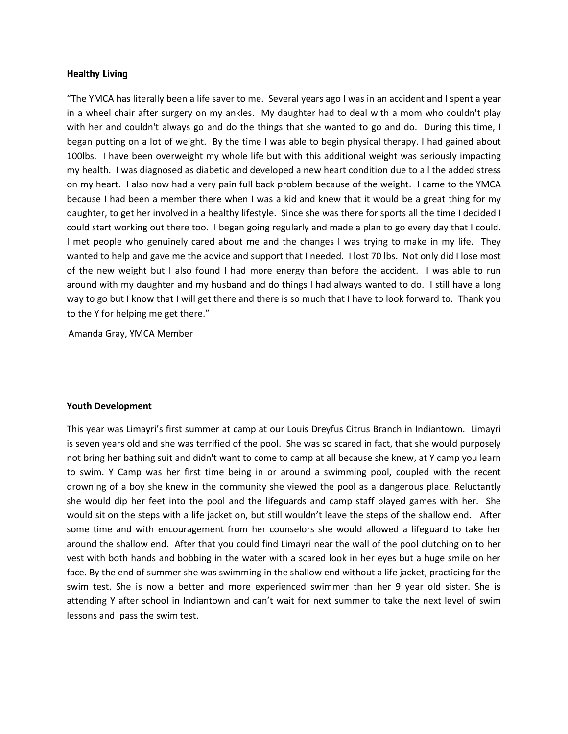### Healthy Living

"The YMCA has literally been a life saver to me. Several years ago I was in an accident and I spent a year in a wheel chair after surgery on my ankles. My daughter had to deal with a mom who couldn't play with her and couldn't always go and do the things that she wanted to go and do. During this time, I began putting on a lot of weight. By the time I was able to begin physical therapy. I had gained about 100lbs. I have been overweight my whole life but with this additional weight was seriously impacting my health. I was diagnosed as diabetic and developed a new heart condition due to all the added stress on my heart. I also now had a very pain full back problem because of the weight. I came to the YMCA because I had been a member there when I was a kid and knew that it would be a great thing for my daughter, to get her involved in a healthy lifestyle. Since she was there for sports all the time I decided I could start working out there too. I began going regularly and made a plan to go every day that I could. I met people who genuinely cared about me and the changes I was trying to make in my life. They wanted to help and gave me the advice and support that I needed. I lost 70 lbs. Not only did I lose most of the new weight but I also found I had more energy than before the accident. I was able to run around with my daughter and my husband and do things I had always wanted to do. I still have a long way to go but I know that I will get there and there is so much that I have to look forward to. Thank you to the Y for helping me get there."

Amanda Gray, YMCA Member

### Youth Development

This year was Limayri's first summer at camp at our Louis Dreyfus Citrus Branch in Indiantown. Limayri is seven years old and she was terrified of the pool. She was so scared in fact, that she would purposely not bring her bathing suit and didn't want to come to camp at all because she knew, at Y camp you learn to swim. Y Camp was her first time being in or around a swimming pool, coupled with the recent drowning of a boy she knew in the community she viewed the pool as a dangerous place. Reluctantly she would dip her feet into the pool and the lifeguards and camp staff played games with her. She would sit on the steps with a life jacket on, but still wouldn't leave the steps of the shallow end. After some time and with encouragement from her counselors she would allowed a lifeguard to take her around the shallow end. After that you could find Limayri near the wall of the pool clutching on to her vest with both hands and bobbing in the water with a scared look in her eyes but a huge smile on her face. By the end of summer she was swimming in the shallow end without a life jacket, practicing for the swim test. She is now a better and more experienced swimmer than her 9 year old sister. She is attending Y after school in Indiantown and can't wait for next summer to take the next level of swim lessons and pass the swim test.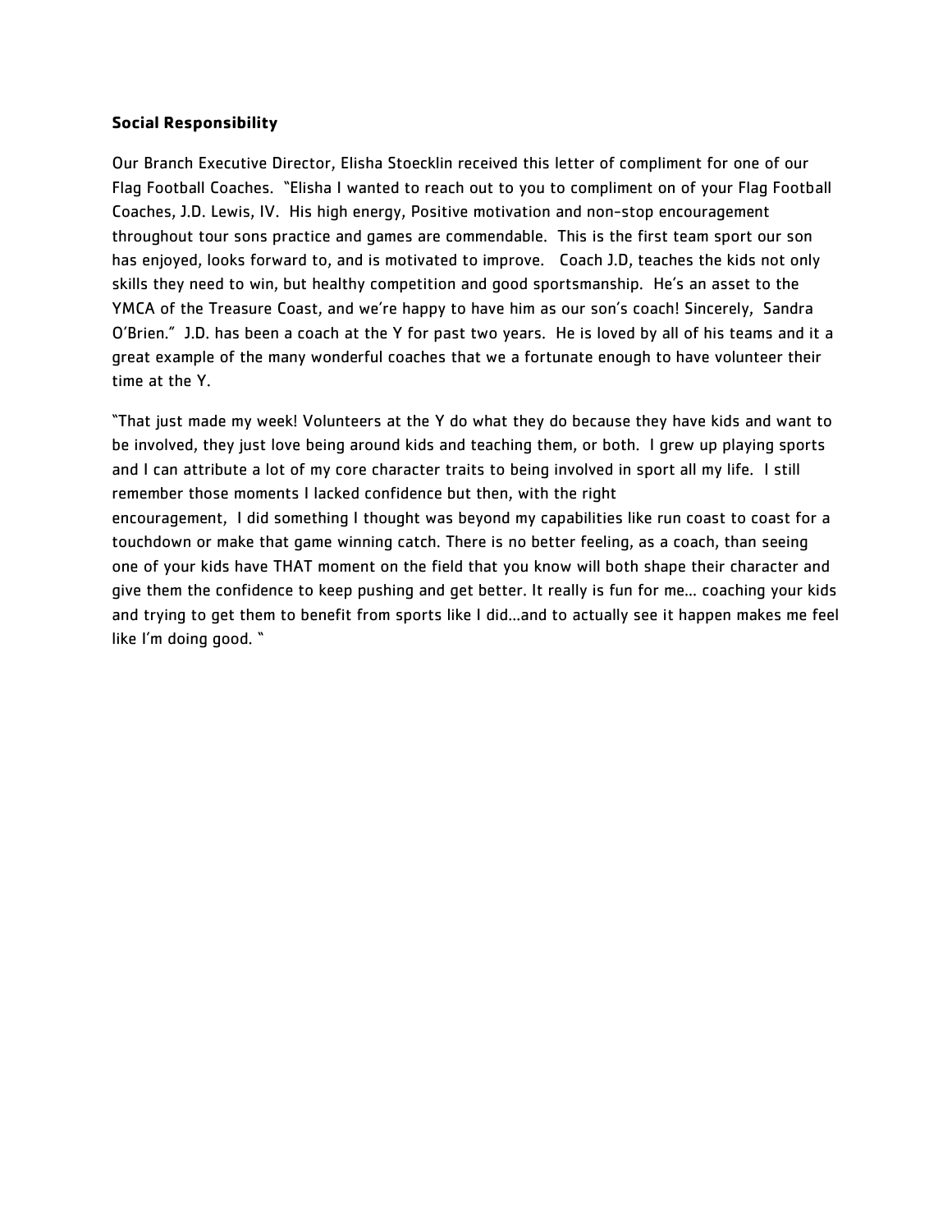**Social Responsibility**

Our Branch Executive Director, Elisha Stoecklin received this letter of compliment for one of our Flag Football Coaches. "Elisha I wanted to reach out to you to compliment on of your Flag Football Coaches, J.D. Lewis, IV. His high energy, Positive motivation and non-stop encouragement throughout tour sons practice and games are commendable. This is the first team sport our son has enjoyed, looks forward to, and is motivated to improve. Coach J.D, teaches the kids not only skills they need to win, but healthy competition and good sportsmanship. He's an asset to the YMCA of the Treasure Coast, and we're happy to have him as our son's coach! Sincerely, Sandra O'Brien." J.D. has been a coach at the Y for past two years. He is loved by all of his teams and it a great example of the many wonderful coaches that we a fortunate enough to have volunteer their time at the Y.

"That just made my week! Volunteers at the Y do what they do because they have kids and want to be involved, they just love being around kids and teaching them, or both. I grew up playing sports and I can attribute a lot of my core character traits to being involved in sport all my life. I still remember those moments I lacked confidence but then, with the right encouragement, I did something I thought was beyond my capabilities like run coast to coast for a touchdown or make that game winning catch. There is no better feeling, as a coach, than seeing one of your kids have THAT moment on the field that you know will both shape their character and give them the confidence to keep pushing and get better. It really is fun for me... coaching your kids and trying to get them to benefit from sports like I did...and to actually see it happen makes me feel like I'm doing good. "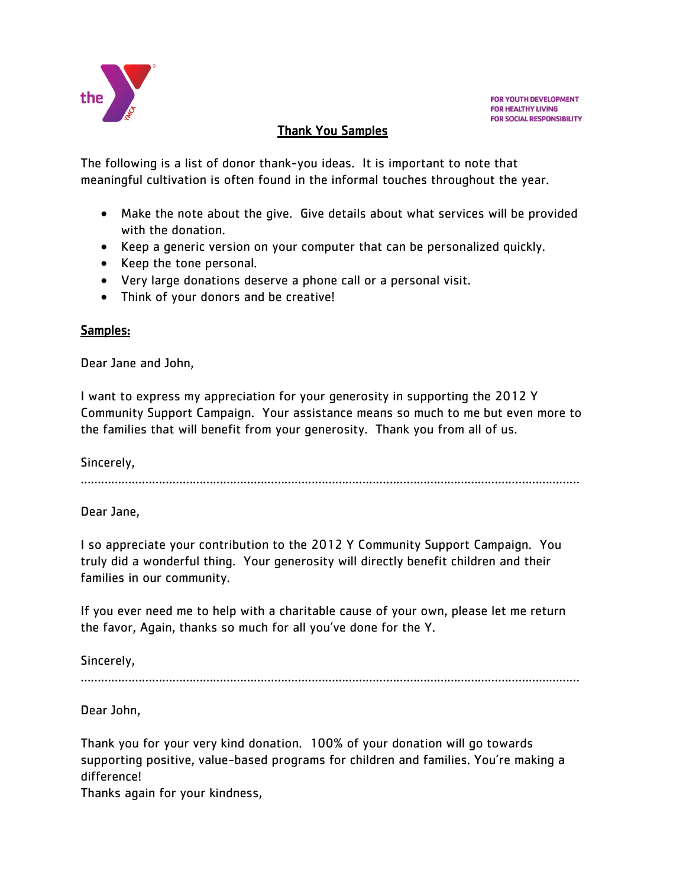FOR YOUTH DEVELOPMENT
FOR HEALTHY LIVING
FOR SOCIAL RESPONSIBILITY

## Thank You Samples

The following is a list of donor thank-you ideas. It is important to note that meaningful cultivation is often found in the informal touches throughout the year.

- Make the note about the give. Give details about what services will be provided with the donation.
- Keep a generic version on your computer that can be personalized quickly.
- Keep the tone personal.
- Very large donations deserve a phone call or a personal visit.
- Think of your donors and be creative!

**Samples:**

Dear Jane and John,

I want to express my appreciation for your generosity in supporting the 2012 Y Community Support Campaign. Your assistance means so much to me but even more to the families that will benefit from your generosity. Thank you from all of us.

Sincerely,

.......................................................................................................................................................

Dear Jane,

I so appreciate your contribution to the 2012 Y Community Support Campaign. You truly did a wonderful thing. Your generosity will directly benefit children and their families in our community.

If you ever need me to help with a charitable cause of your own, please let me return the favor, Again, thanks so much for all you've done for the Y.

Sincerely,

.......................................................................................................................................................

Dear John,

Thank you for your very kind donation. 100% of your donation will go towards supporting positive, value-based programs for children and families. You're making a difference!
Thanks again for your kindness,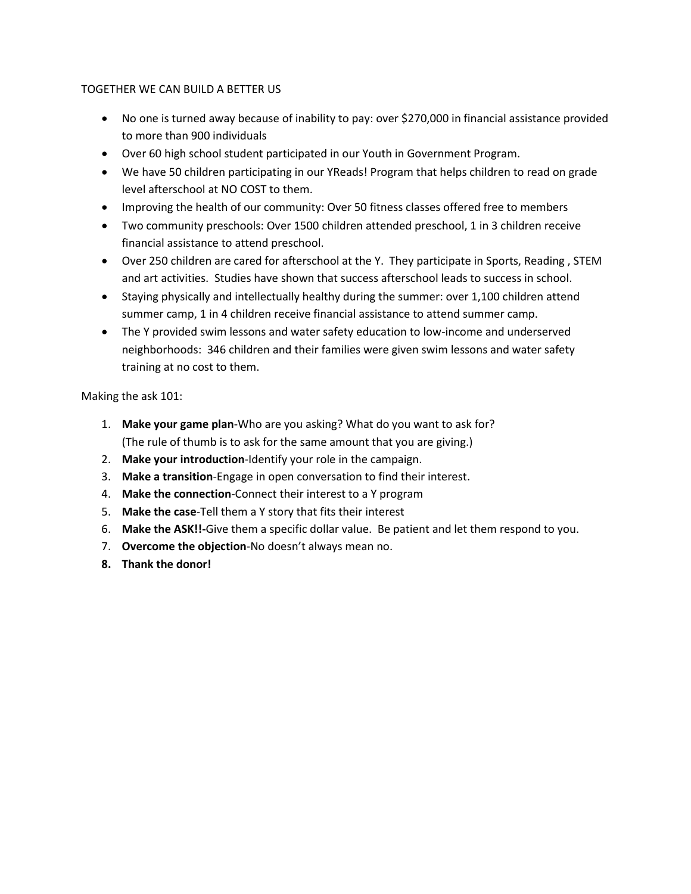TOGETHER WE CAN BUILD A BETTER US

- No one is turned away because of inability to pay: over $270,000 in financial assistance provided to more than 900 individuals
- Over 60 high school student participated in our Youth in Government Program.
- We have 50 children participating in our YReads! Program that helps children to read on grade level afterschool at NO COST to them.
- Improving the health of our community: Over 50 fitness classes offered free to members
- Two community preschools: Over 1500 children attended preschool, 1 in 3 children receive financial assistance to attend preschool.
- Over 250 children are cared for afterschool at the Y. They participate in Sports, Reading , STEM and art activities. Studies have shown that success afterschool leads to success in school.
- Staying physically and intellectually healthy during the summer: over 1,100 children attend summer camp, 1 in 4 children receive financial assistance to attend summer camp.
- The Y provided swim lessons and water safety education to low-income and underserved neighborhoods: 346 children and their families were given swim lessons and water safety training at no cost to them.

Making the ask 101:

1. **Make your game plan**-Who are you asking? What do you want to ask for? (The rule of thumb is to ask for the same amount that you are giving.)
2. **Make your introduction**-Identify your role in the campaign.
3. **Make a transition**-Engage in open conversation to find their interest.
4. **Make the connection**-Connect their interest to a Y program
5. **Make the case**-Tell them a Y story that fits their interest
6. **Make the ASK!!-**Give them a specific dollar value. Be patient and let them respond to you.
7. **Overcome the objection**-No doesn't always mean no.
8. **Thank the donor!**